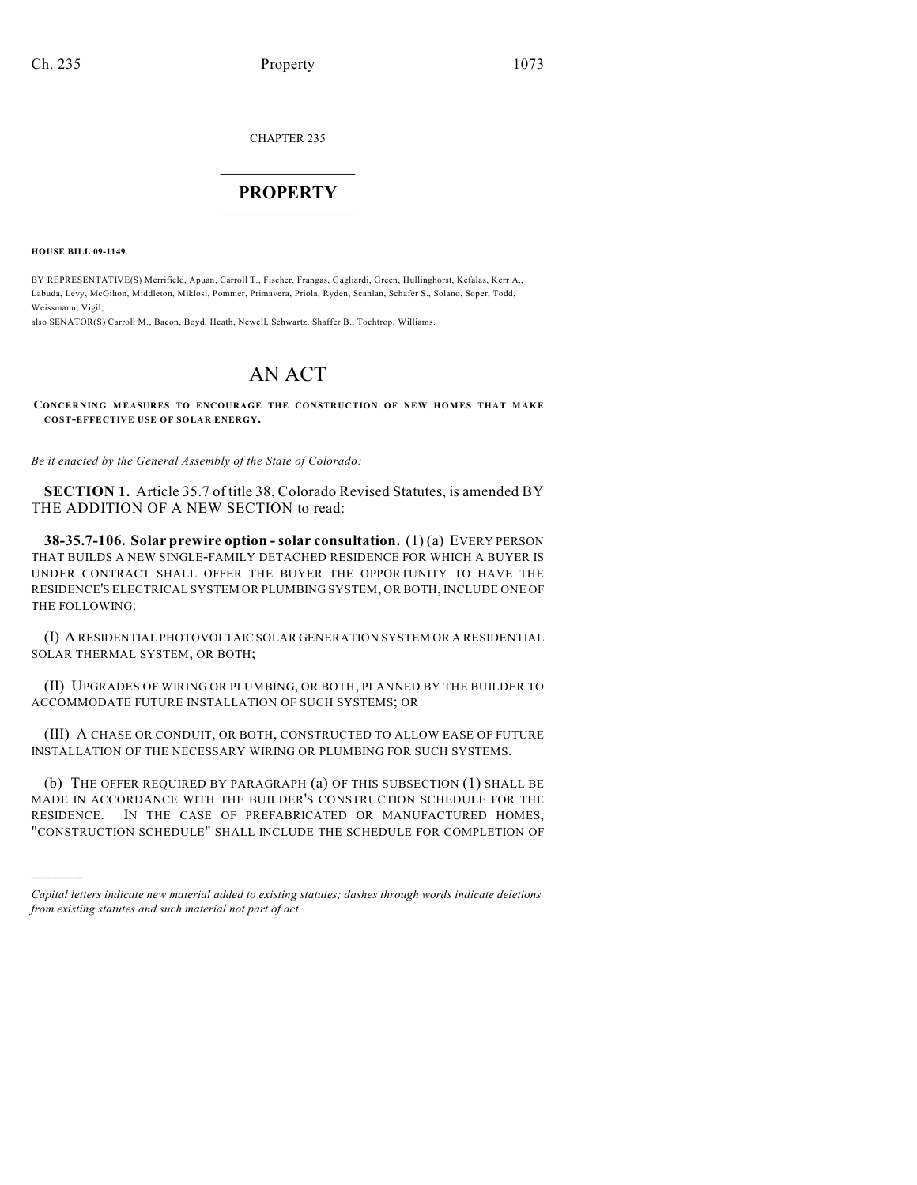CHAPTER 235

# PROPERTY

**HOUSE BILL 09-1149**

BY REPRESENTATIVE(S) Merrifield, Apuan, Carroll T., Fischer, Frangas, Gagliardi, Green, Hullinghorst, Kefalas, Kerr A., Labuda, Levy, McGihon, Middleton, Miklosi, Pommer, Primavera, Priola, Ryden, Scanlan, Schafer S., Solano, Soper, Todd, Weissmann, Vigil;
also SENATOR(S) Carroll M., Bacon, Boyd, Heath, Newell, Schwartz, Shaffer B., Tochtrop, Williams.

# AN ACT

**CONCERNING MEASURES TO ENCOURAGE THE CONSTRUCTION OF NEW HOMES THAT MAKE COST-EFFECTIVE USE OF SOLAR ENERGY.**

*Be it enacted by the General Assembly of the State of Colorado:*

**SECTION 1.** Article 35.7 of title 38, Colorado Revised Statutes, is amended BY THE ADDITION OF A NEW SECTION to read:

**38-35.7-106. Solar prewire option - solar consultation.** (1) (a) EVERY PERSON THAT BUILDS A NEW SINGLE-FAMILY DETACHED RESIDENCE FOR WHICH A BUYER IS UNDER CONTRACT SHALL OFFER THE BUYER THE OPPORTUNITY TO HAVE THE RESIDENCE'S ELECTRICAL SYSTEM OR PLUMBING SYSTEM, OR BOTH, INCLUDE ONE OF THE FOLLOWING:

(I) A RESIDENTIAL PHOTOVOLTAIC SOLAR GENERATION SYSTEM OR A RESIDENTIAL SOLAR THERMAL SYSTEM, OR BOTH;

(II) UPGRADES OF WIRING OR PLUMBING, OR BOTH, PLANNED BY THE BUILDER TO ACCOMMODATE FUTURE INSTALLATION OF SUCH SYSTEMS; OR

(III) A CHASE OR CONDUIT, OR BOTH, CONSTRUCTED TO ALLOW EASE OF FUTURE INSTALLATION OF THE NECESSARY WIRING OR PLUMBING FOR SUCH SYSTEMS.

(b) THE OFFER REQUIRED BY PARAGRAPH (a) OF THIS SUBSECTION (1) SHALL BE MADE IN ACCORDANCE WITH THE BUILDER'S CONSTRUCTION SCHEDULE FOR THE RESIDENCE. IN THE CASE OF PREFABRICATED OR MANUFACTURED HOMES, "CONSTRUCTION SCHEDULE" SHALL INCLUDE THE SCHEDULE FOR COMPLETION OF

---

*Capital letters indicate new material added to existing statutes; dashes through words indicate deletions from existing statutes and such material not part of act.*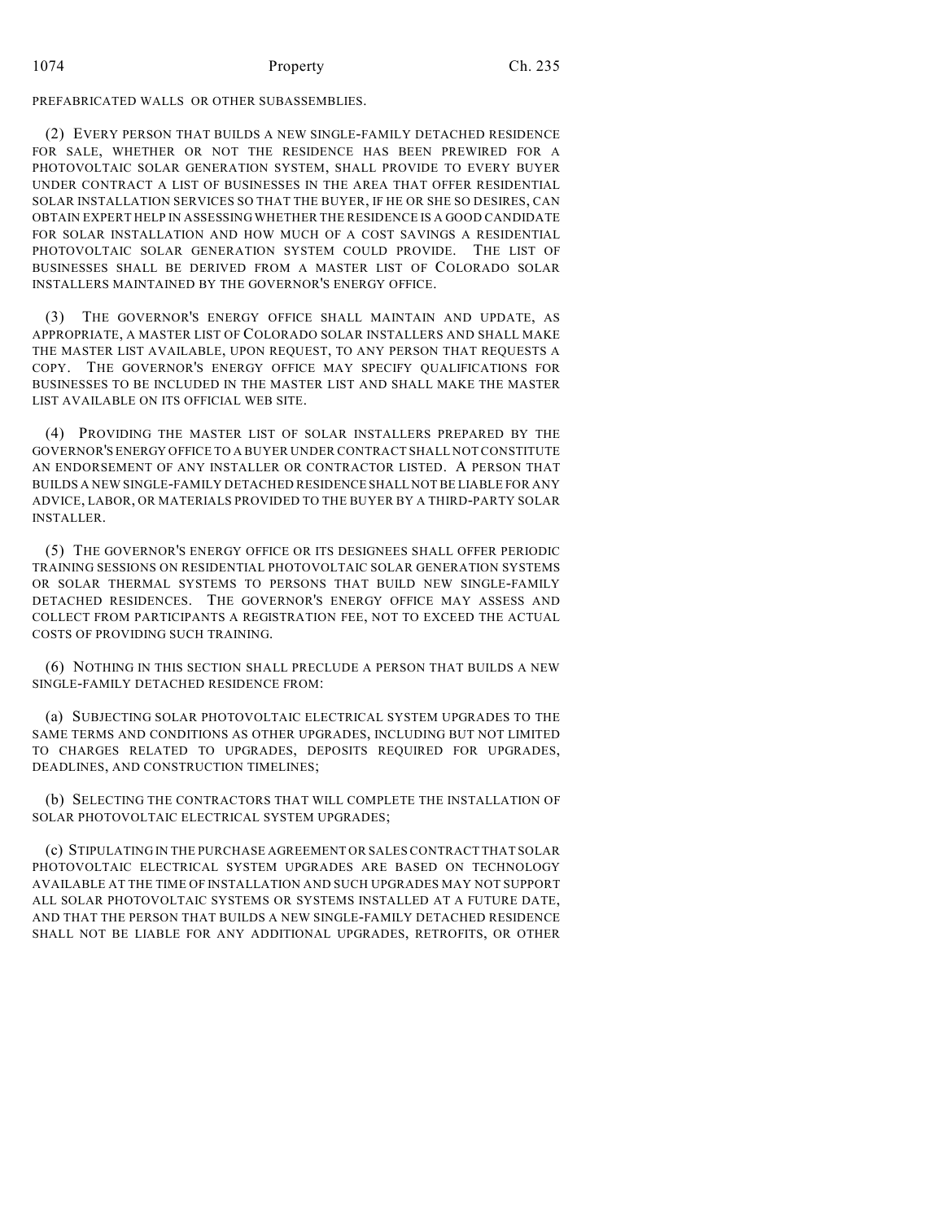PREFABRICATED WALLS OR OTHER SUBASSEMBLIES.

(2) EVERY PERSON THAT BUILDS A NEW SINGLE-FAMILY DETACHED RESIDENCE FOR SALE, WHETHER OR NOT THE RESIDENCE HAS BEEN PREWIRED FOR A PHOTOVOLTAIC SOLAR GENERATION SYSTEM, SHALL PROVIDE TO EVERY BUYER UNDER CONTRACT A LIST OF BUSINESSES IN THE AREA THAT OFFER RESIDENTIAL SOLAR INSTALLATION SERVICES SO THAT THE BUYER, IF HE OR SHE SO DESIRES, CAN OBTAIN EXPERT HELP IN ASSESSING WHETHER THE RESIDENCE IS A GOOD CANDIDATE FOR SOLAR INSTALLATION AND HOW MUCH OF A COST SAVINGS A RESIDENTIAL PHOTOVOLTAIC SOLAR GENERATION SYSTEM COULD PROVIDE. THE LIST OF BUSINESSES SHALL BE DERIVED FROM A MASTER LIST OF COLORADO SOLAR INSTALLERS MAINTAINED BY THE GOVERNOR'S ENERGY OFFICE.

(3) THE GOVERNOR'S ENERGY OFFICE SHALL MAINTAIN AND UPDATE, AS APPROPRIATE, A MASTER LIST OF COLORADO SOLAR INSTALLERS AND SHALL MAKE THE MASTER LIST AVAILABLE, UPON REQUEST, TO ANY PERSON THAT REQUESTS A COPY. THE GOVERNOR'S ENERGY OFFICE MAY SPECIFY QUALIFICATIONS FOR BUSINESSES TO BE INCLUDED IN THE MASTER LIST AND SHALL MAKE THE MASTER LIST AVAILABLE ON ITS OFFICIAL WEB SITE.

(4) PROVIDING THE MASTER LIST OF SOLAR INSTALLERS PREPARED BY THE GOVERNOR'S ENERGY OFFICE TO A BUYER UNDER CONTRACT SHALL NOT CONSTITUTE AN ENDORSEMENT OF ANY INSTALLER OR CONTRACTOR LISTED. A PERSON THAT BUILDS A NEW SINGLE-FAMILY DETACHED RESIDENCE SHALL NOT BE LIABLE FOR ANY ADVICE, LABOR, OR MATERIALS PROVIDED TO THE BUYER BY A THIRD-PARTY SOLAR INSTALLER.

(5) THE GOVERNOR'S ENERGY OFFICE OR ITS DESIGNEES SHALL OFFER PERIODIC TRAINING SESSIONS ON RESIDENTIAL PHOTOVOLTAIC SOLAR GENERATION SYSTEMS OR SOLAR THERMAL SYSTEMS TO PERSONS THAT BUILD NEW SINGLE-FAMILY DETACHED RESIDENCES. THE GOVERNOR'S ENERGY OFFICE MAY ASSESS AND COLLECT FROM PARTICIPANTS A REGISTRATION FEE, NOT TO EXCEED THE ACTUAL COSTS OF PROVIDING SUCH TRAINING.

(6) NOTHING IN THIS SECTION SHALL PRECLUDE A PERSON THAT BUILDS A NEW SINGLE-FAMILY DETACHED RESIDENCE FROM:

(a) SUBJECTING SOLAR PHOTOVOLTAIC ELECTRICAL SYSTEM UPGRADES TO THE SAME TERMS AND CONDITIONS AS OTHER UPGRADES, INCLUDING BUT NOT LIMITED TO CHARGES RELATED TO UPGRADES, DEPOSITS REQUIRED FOR UPGRADES, DEADLINES, AND CONSTRUCTION TIMELINES;

(b) SELECTING THE CONTRACTORS THAT WILL COMPLETE THE INSTALLATION OF SOLAR PHOTOVOLTAIC ELECTRICAL SYSTEM UPGRADES;

(c) STIPULATING IN THE PURCHASE AGREEMENT OR SALES CONTRACT THAT SOLAR PHOTOVOLTAIC ELECTRICAL SYSTEM UPGRADES ARE BASED ON TECHNOLOGY AVAILABLE AT THE TIME OF INSTALLATION AND SUCH UPGRADES MAY NOT SUPPORT ALL SOLAR PHOTOVOLTAIC SYSTEMS OR SYSTEMS INSTALLED AT A FUTURE DATE, AND THAT THE PERSON THAT BUILDS A NEW SINGLE-FAMILY DETACHED RESIDENCE SHALL NOT BE LIABLE FOR ANY ADDITIONAL UPGRADES, RETROFITS, OR OTHER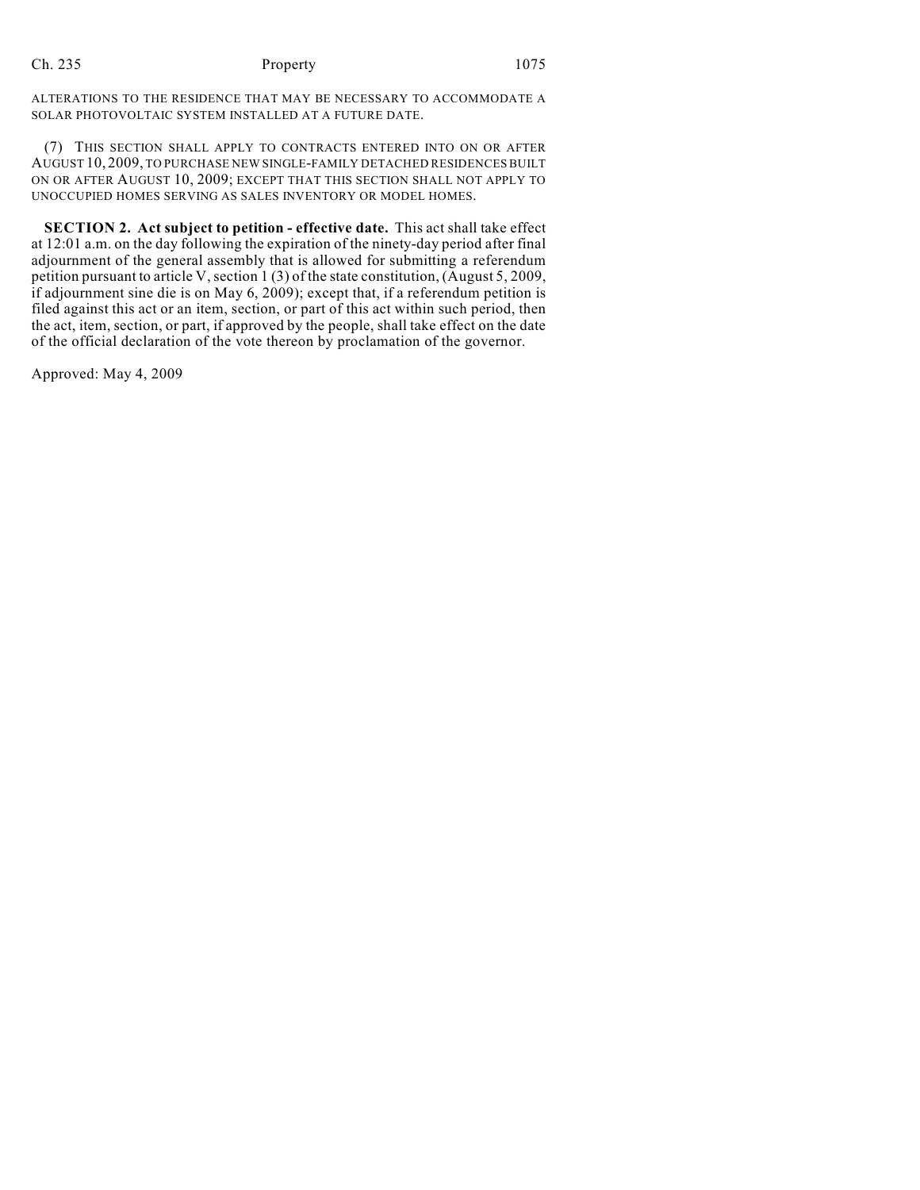ALTERATIONS TO THE RESIDENCE THAT MAY BE NECESSARY TO ACCOMMODATE A SOLAR PHOTOVOLTAIC SYSTEM INSTALLED AT A FUTURE DATE.

(7) THIS SECTION SHALL APPLY TO CONTRACTS ENTERED INTO ON OR AFTER AUGUST 10, 2009, TO PURCHASE NEW SINGLE-FAMILY DETACHED RESIDENCES BUILT ON OR AFTER AUGUST 10, 2009; EXCEPT THAT THIS SECTION SHALL NOT APPLY TO UNOCCUPIED HOMES SERVING AS SALES INVENTORY OR MODEL HOMES.

**SECTION 2. Act subject to petition - effective date.** This act shall take effect at 12:01 a.m. on the day following the expiration of the ninety-day period after final adjournment of the general assembly that is allowed for submitting a referendum petition pursuant to article V, section 1 (3) of the state constitution, (August 5, 2009, if adjournment sine die is on May 6, 2009); except that, if a referendum petition is filed against this act or an item, section, or part of this act within such period, then the act, item, section, or part, if approved by the people, shall take effect on the date of the official declaration of the vote thereon by proclamation of the governor.

Approved: May 4, 2009